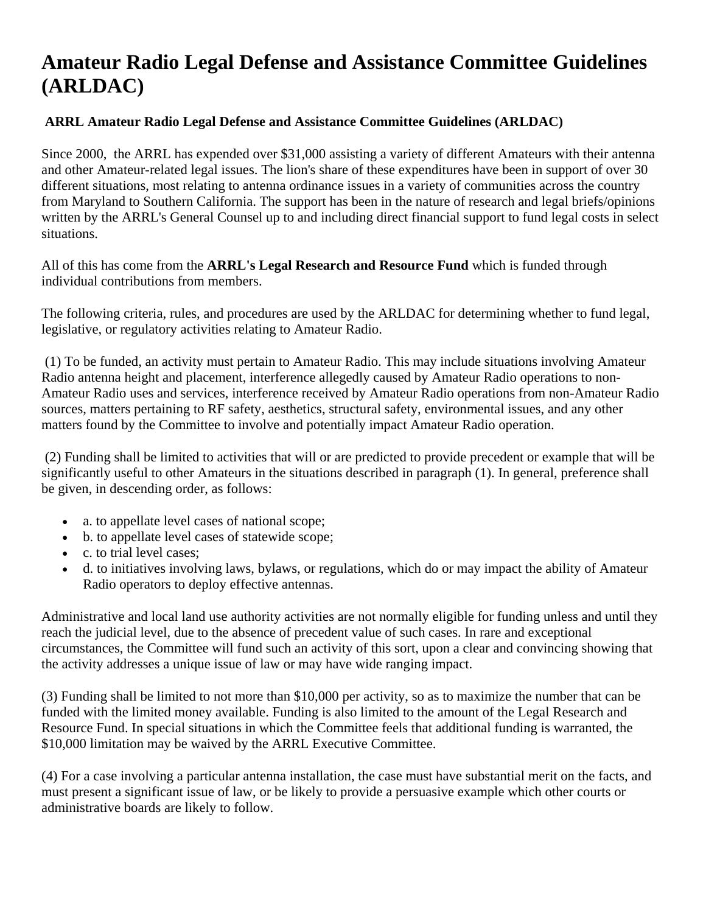# Amateur Radio Legal Defense and Assistance Committee Guidelines (ARLDAC)

**ARRL Amateur Radio Legal Defense and Assistance Committee Guidelines (ARLDAC)**

Since 2000, the ARRL has expended over $31,000 assisting a variety of different Amateurs with their antenna and other Amateur-related legal issues. The lion's share of these expenditures have been in support of over 30 different situations, most relating to antenna ordinance issues in a variety of communities across the country from Maryland to Southern California. The support has been in the nature of research and legal briefs/opinions written by the ARRL's General Counsel up to and including direct financial support to fund legal costs in select situations.

All of this has come from the **ARRL's Legal Research and Resource Fund** which is funded through individual contributions from members.

The following criteria, rules, and procedures are used by the ARLDAC for determining whether to fund legal, legislative, or regulatory activities relating to Amateur Radio.

(1) To be funded, an activity must pertain to Amateur Radio. This may include situations involving Amateur Radio antenna height and placement, interference allegedly caused by Amateur Radio operations to non-Amateur Radio uses and services, interference received by Amateur Radio operations from non-Amateur Radio sources, matters pertaining to RF safety, aesthetics, structural safety, environmental issues, and any other matters found by the Committee to involve and potentially impact Amateur Radio operation.

(2) Funding shall be limited to activities that will or are predicted to provide precedent or example that will be significantly useful to other Amateurs in the situations described in paragraph (1). In general, preference shall be given, in descending order, as follows:

- a. to appellate level cases of national scope;
- b. to appellate level cases of statewide scope;
- c. to trial level cases;
- d. to initiatives involving laws, bylaws, or regulations, which do or may impact the ability of Amateur Radio operators to deploy effective antennas.

Administrative and local land use authority activities are not normally eligible for funding unless and until they reach the judicial level, due to the absence of precedent value of such cases. In rare and exceptional circumstances, the Committee will fund such an activity of this sort, upon a clear and convincing showing that the activity addresses a unique issue of law or may have wide ranging impact.

(3) Funding shall be limited to not more than $10,000 per activity, so as to maximize the number that can be funded with the limited money available. Funding is also limited to the amount of the Legal Research and Resource Fund. In special situations in which the Committee feels that additional funding is warranted, the $10,000 limitation may be waived by the ARRL Executive Committee.

(4) For a case involving a particular antenna installation, the case must have substantial merit on the facts, and must present a significant issue of law, or be likely to provide a persuasive example which other courts or administrative boards are likely to follow.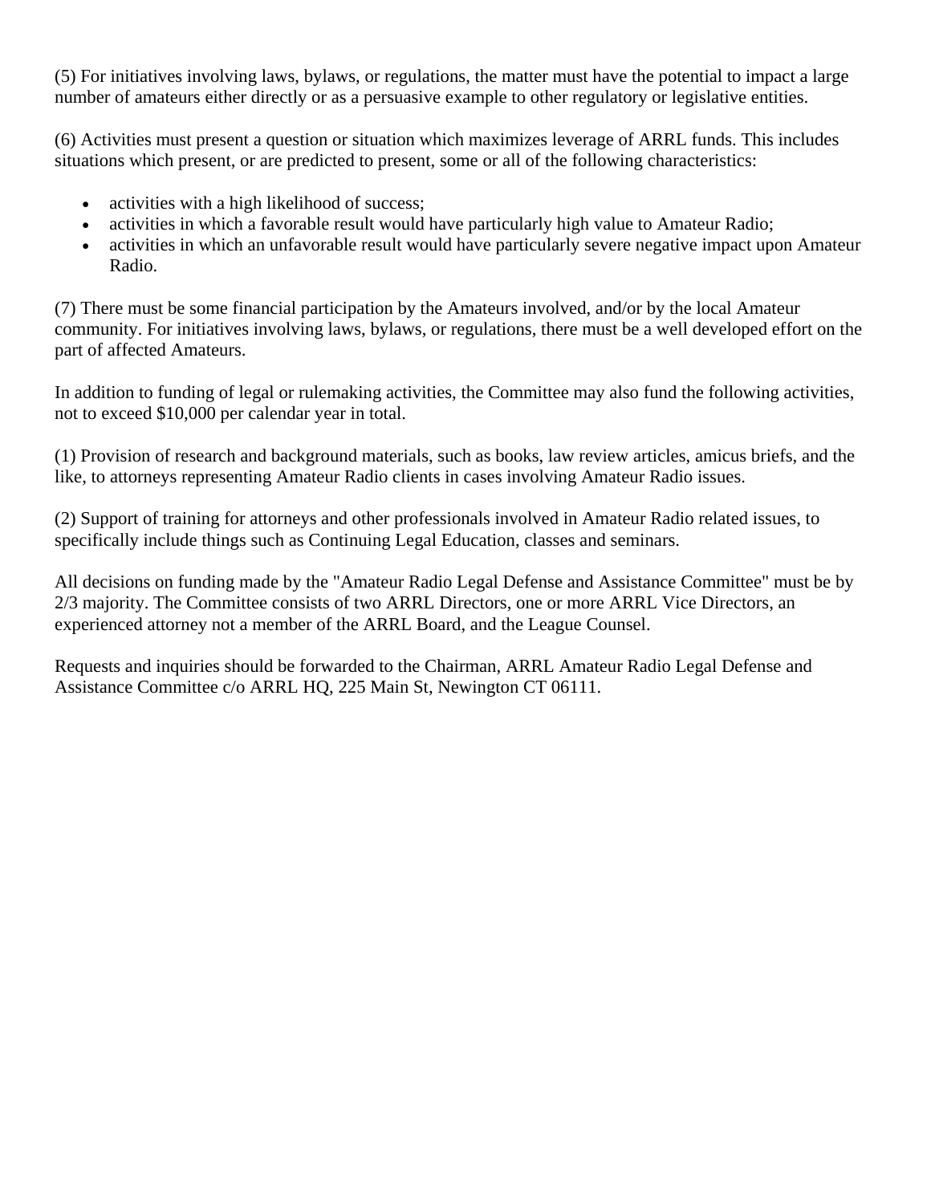(5) For initiatives involving laws, bylaws, or regulations, the matter must have the potential to impact a large number of amateurs either directly or as a persuasive example to other regulatory or legislative entities.

(6) Activities must present a question or situation which maximizes leverage of ARRL funds. This includes situations which present, or are predicted to present, some or all of the following characteristics:

- activities with a high likelihood of success;
- activities in which a favorable result would have particularly high value to Amateur Radio;
- activities in which an unfavorable result would have particularly severe negative impact upon Amateur Radio.

(7) There must be some financial participation by the Amateurs involved, and/or by the local Amateur community. For initiatives involving laws, bylaws, or regulations, there must be a well developed effort on the part of affected Amateurs.

In addition to funding of legal or rulemaking activities, the Committee may also fund the following activities, not to exceed $10,000 per calendar year in total.

(1) Provision of research and background materials, such as books, law review articles, amicus briefs, and the like, to attorneys representing Amateur Radio clients in cases involving Amateur Radio issues.

(2) Support of training for attorneys and other professionals involved in Amateur Radio related issues, to specifically include things such as Continuing Legal Education, classes and seminars.

All decisions on funding made by the "Amateur Radio Legal Defense and Assistance Committee" must be by 2/3 majority. The Committee consists of two ARRL Directors, one or more ARRL Vice Directors, an experienced attorney not a member of the ARRL Board, and the League Counsel.

Requests and inquiries should be forwarded to the Chairman, ARRL Amateur Radio Legal Defense and Assistance Committee c/o ARRL HQ, 225 Main St, Newington CT 06111.